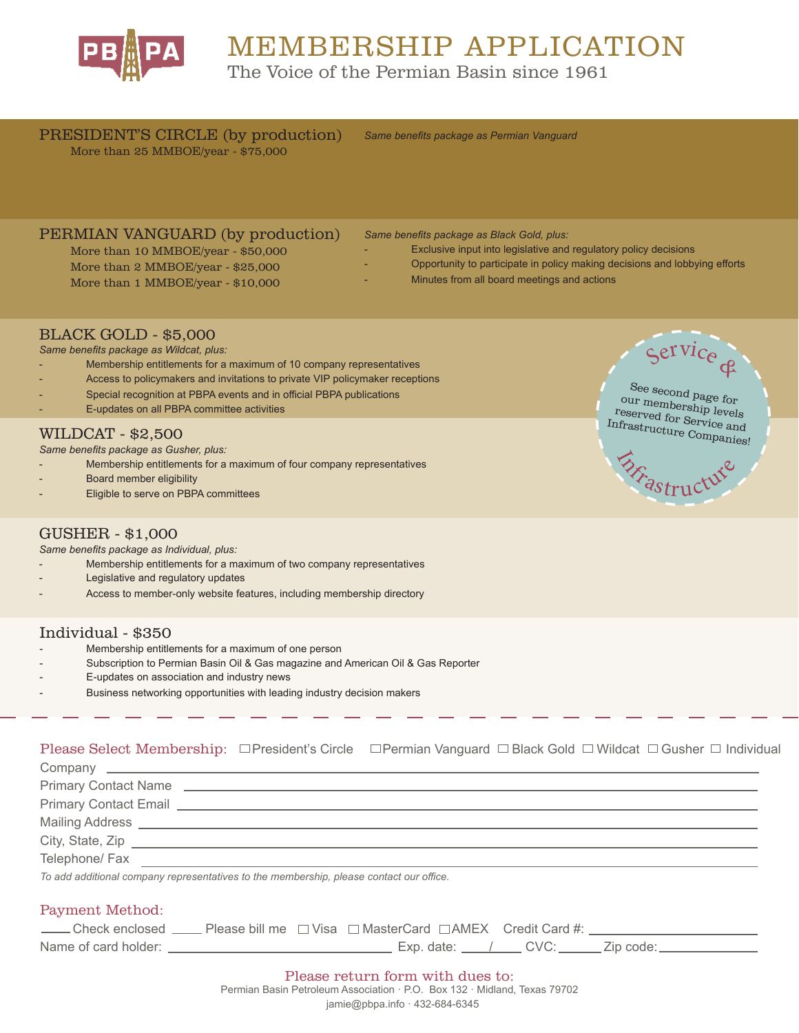PBPA

# MEMBERSHIP APPLICATION

The Voice of the Permian Basin since 1961

## PRESIDENT'S CIRCLE (by production)

More than 25 MMBOE/year - $75,000

*Same benefits package as Permian Vanguard*

## PERMIAN VANGUARD (by production)

More than 10 MMBOE/year - $50,000
More than 2 MMBOE/year - $25,000
More than 1 MMBOE/year - $10,000

*Same benefits package as Black Gold, plus:*

- Exclusive input into legislative and regulatory policy decisions
- Opportunity to participate in policy making decisions and lobbying efforts
- Minutes from all board meetings and actions

## BLACK GOLD - $5,000

*Same benefits package as Wildcat, plus:*

- Membership entitlements for a maximum of 10 company representatives
- Access to policymakers and invitations to private VIP policymaker receptions
- Special recognition at PBPA events and in official PBPA publications
- E-updates on all PBPA committee activities

**Service & Infrastructure**

See second page for our membership levels reserved for Service and Infrastructure Companies!

## WILDCAT - $2,500

*Same benefits package as Gusher, plus:*

- Membership entitlements for a maximum of four company representatives
- Board member eligibility
- Eligible to serve on PBPA committees

## GUSHER - $1,000

*Same benefits package as Individual, plus:*

- Membership entitlements for a maximum of two company representatives
- Legislative and regulatory updates
- Access to member-only website features, including membership directory

## Individual - $350

- Membership entitlements for a maximum of one person
- Subscription to Permian Basin Oil & Gas magazine and American Oil & Gas Reporter
- E-updates on association and industry news
- Business networking opportunities with leading industry decision makers

---

**Please Select Membership:** ☐ President's Circle ☐ Permian Vanguard ☐ Black Gold ☐ Wildcat ☐ Gusher ☐ Individual

Company ______________________________

Primary Contact Name ______________________________

Primary Contact Email ______________________________

Mailing Address ______________________________

City, State, Zip ______________________________

Telephone/ Fax ______________________________

*To add additional company representatives to the membership, please contact our office.*

**Payment Method:**

____ Check enclosed ____ Please bill me ☐ Visa ☐ MasterCard ☐ AMEX Credit Card #: ______________

Name of card holder: ______________ Exp. date: ____/____ CVC: ______ Zip code: ______________

**Please return form with dues to:**

Permian Basin Petroleum Association · P.O. Box 132 · Midland, Texas 79702

jamie@pbpa.info · 432-684-6345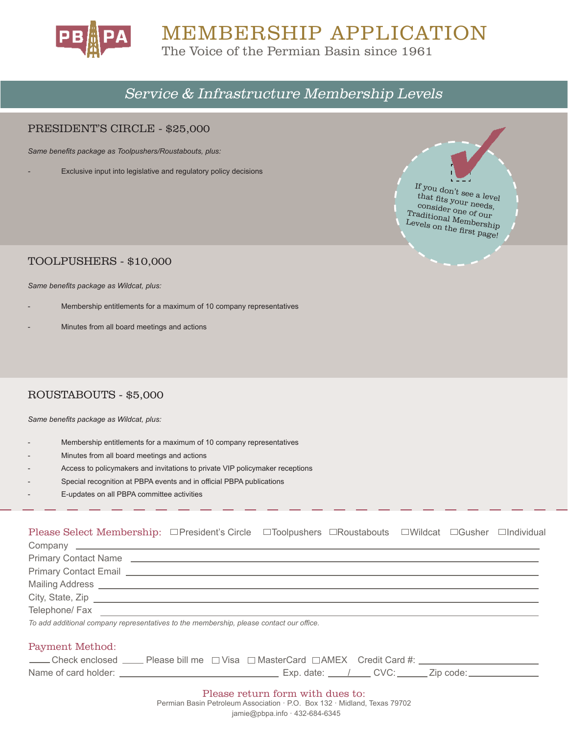# MEMBERSHIP APPLICATION

The Voice of the Permian Basin since 1961

## *Service & Infrastructure Membership Levels*

### PRESIDENT'S CIRCLE - $25,000

*Same benefits package as Toolpushers/Roustabouts, plus:*

- Exclusive input into legislative and regulatory policy decisions

If you don't see a level that fits your needs, consider one of our Traditional Membership Levels on the first page!

### TOOLPUSHERS - $10,000

*Same benefits package as Wildcat, plus:*

- Membership entitlements for a maximum of 10 company representatives
- Minutes from all board meetings and actions

### ROUSTABOUTS - $5,000

*Same benefits package as Wildcat, plus:*

- Membership entitlements for a maximum of 10 company representatives
- Minutes from all board meetings and actions
- Access to policymakers and invitations to private VIP policymaker receptions
- Special recognition at PBPA events and in official PBPA publications
- E-updates on all PBPA committee activities

---

Please Select Membership: ☐ President's Circle ☐ Toolpushers ☐ Roustabouts ☐ Wildcat ☐ Gusher ☐ Individual

Company \_\_\_\_\_\_\_\_\_\_\_\_\_\_\_\_\_\_\_\_

Primary Contact Name \_\_\_\_\_\_\_\_\_\_\_\_\_\_\_\_\_\_\_\_

Primary Contact Email \_\_\_\_\_\_\_\_\_\_\_\_\_\_\_\_\_\_\_\_

Mailing Address \_\_\_\_\_\_\_\_\_\_\_\_\_\_\_\_\_\_\_\_

City, State, Zip \_\_\_\_\_\_\_\_\_\_\_\_\_\_\_\_\_\_\_\_

Telephone/ Fax \_\_\_\_\_\_\_\_\_\_\_\_\_\_\_\_\_\_\_\_

*To add additional company representatives to the membership, please contact our office.*

Payment Method:

\_\_\_\_ Check enclosed \_\_\_\_ Please bill me ☐ Visa ☐ MasterCard ☐ AMEX Credit Card #: \_\_\_\_\_\_\_\_\_\_

Name of card holder: \_\_\_\_\_\_\_\_\_\_ Exp. date: \_\_\_\_/\_\_\_\_ CVC: \_\_\_\_\_\_ Zip code: \_\_\_\_\_\_\_\_

Please return form with dues to:

Permian Basin Petroleum Association · P.O. Box 132 · Midland, Texas 79702

jamie@pbpa.info · 432-684-6345